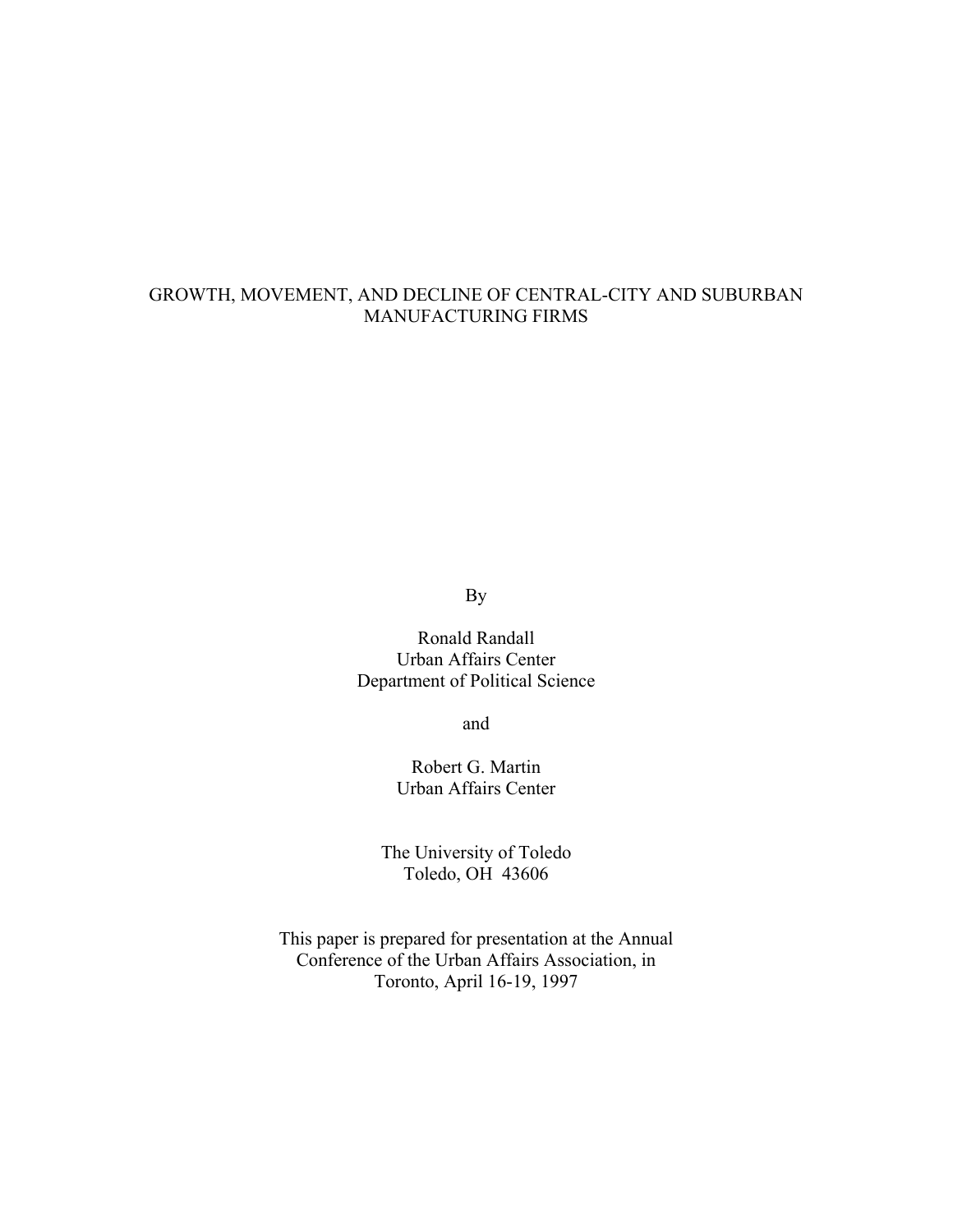# GROWTH, MOVEMENT, AND DECLINE OF CENTRAL-CITY AND SUBURBAN MANUFACTURING FIRMS

By

Ronald Randall
Urban Affairs Center
Department of Political Science

and

Robert G. Martin
Urban Affairs Center

The University of Toledo
Toledo, OH 43606

This paper is prepared for presentation at the Annual Conference of the Urban Affairs Association, in Toronto, April 16-19, 1997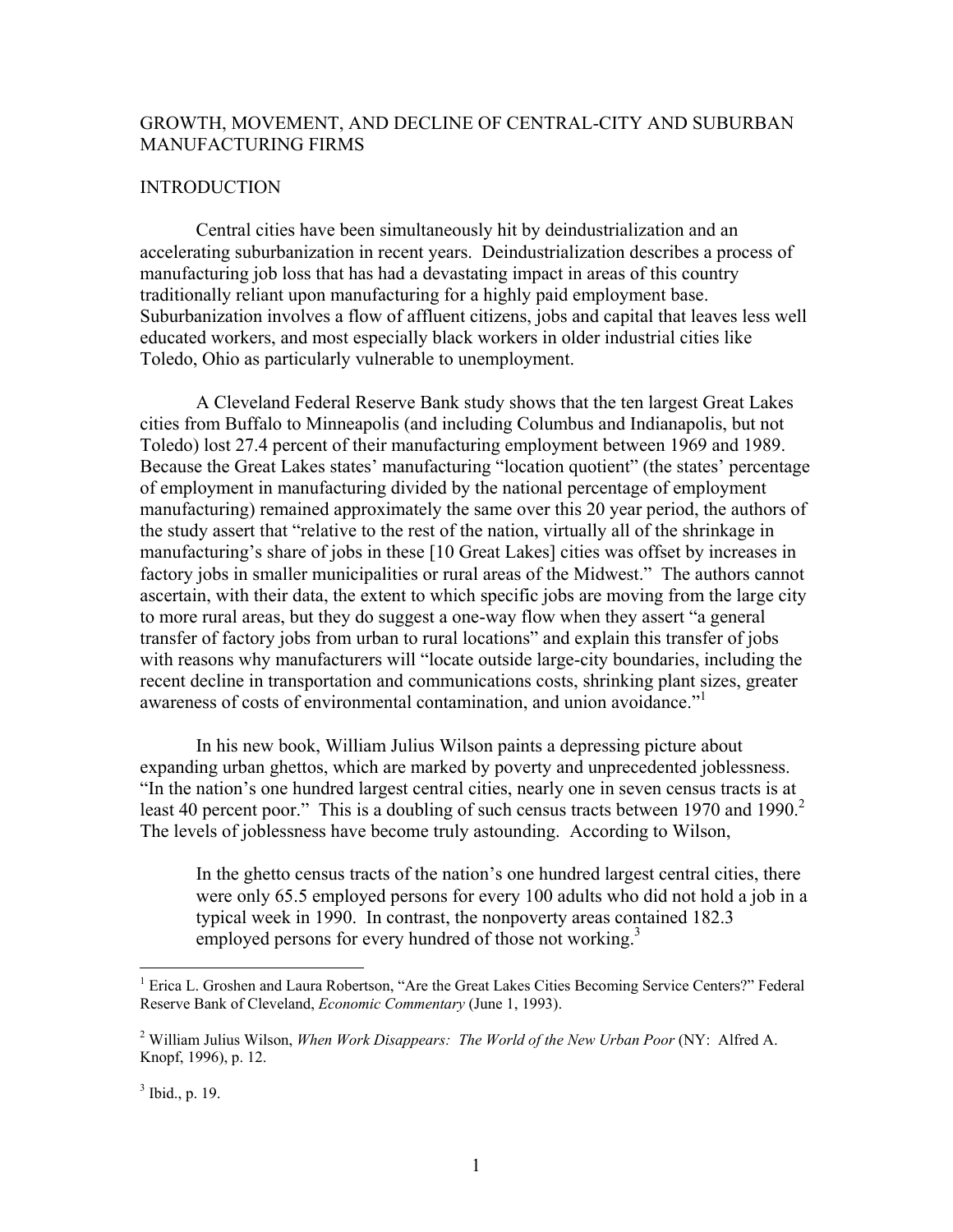# GROWTH, MOVEMENT, AND DECLINE OF CENTRAL-CITY AND SUBURBAN MANUFACTURING FIRMS

## INTRODUCTION

Central cities have been simultaneously hit by deindustrialization and an accelerating suburbanization in recent years. Deindustrialization describes a process of manufacturing job loss that has had a devastating impact in areas of this country traditionally reliant upon manufacturing for a highly paid employment base. Suburbanization involves a flow of affluent citizens, jobs and capital that leaves less well educated workers, and most especially black workers in older industrial cities like Toledo, Ohio as particularly vulnerable to unemployment.

A Cleveland Federal Reserve Bank study shows that the ten largest Great Lakes cities from Buffalo to Minneapolis (and including Columbus and Indianapolis, but not Toledo) lost 27.4 percent of their manufacturing employment between 1969 and 1989. Because the Great Lakes states' manufacturing "location quotient" (the states' percentage of employment in manufacturing divided by the national percentage of employment manufacturing) remained approximately the same over this 20 year period, the authors of the study assert that "relative to the rest of the nation, virtually all of the shrinkage in manufacturing's share of jobs in these [10 Great Lakes] cities was offset by increases in factory jobs in smaller municipalities or rural areas of the Midwest." The authors cannot ascertain, with their data, the extent to which specific jobs are moving from the large city to more rural areas, but they do suggest a one-way flow when they assert "a general transfer of factory jobs from urban to rural locations" and explain this transfer of jobs with reasons why manufacturers will "locate outside large-city boundaries, including the recent decline in transportation and communications costs, shrinking plant sizes, greater awareness of costs of environmental contamination, and union avoidance."[1]

In his new book, William Julius Wilson paints a depressing picture about expanding urban ghettos, which are marked by poverty and unprecedented joblessness. "In the nation's one hundred largest central cities, nearly one in seven census tracts is at least 40 percent poor." This is a doubling of such census tracts between 1970 and 1990.[2] The levels of joblessness have become truly astounding. According to Wilson,

> In the ghetto census tracts of the nation's one hundred largest central cities, there were only 65.5 employed persons for every 100 adults who did not hold a job in a typical week in 1990. In contrast, the nonpoverty areas contained 182.3 employed persons for every hundred of those not working.[3]

---

[1] Erica L. Groshen and Laura Robertson, "Are the Great Lakes Cities Becoming Service Centers?" Federal Reserve Bank of Cleveland, *Economic Commentary* (June 1, 1993).

[2] William Julius Wilson, *When Work Disappears: The World of the New Urban Poor* (NY: Alfred A. Knopf, 1996), p. 12.

[3] Ibid., p. 19.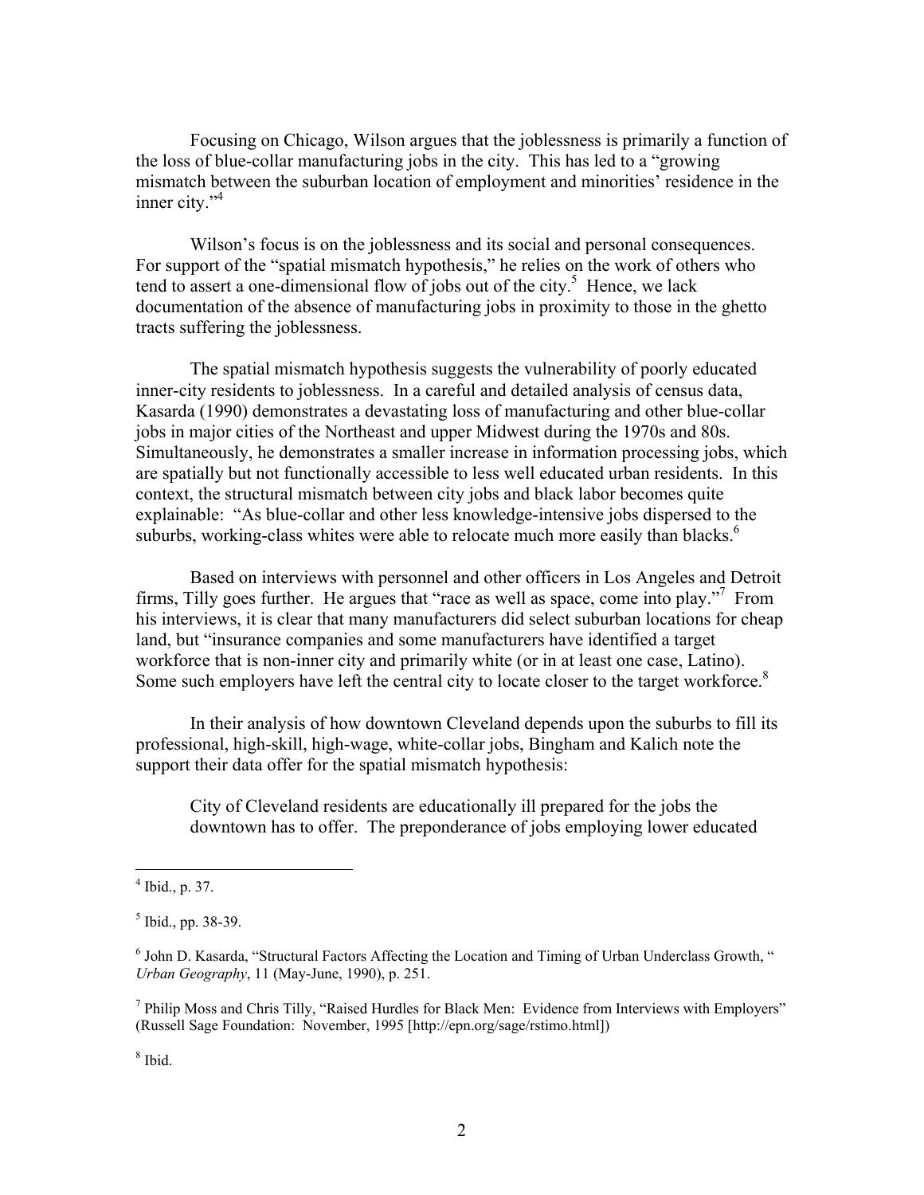Focusing on Chicago, Wilson argues that the joblessness is primarily a function of the loss of blue-collar manufacturing jobs in the city. This has led to a "growing mismatch between the suburban location of employment and minorities' residence in the inner city."[4]

Wilson's focus is on the joblessness and its social and personal consequences. For support of the "spatial mismatch hypothesis," he relies on the work of others who tend to assert a one-dimensional flow of jobs out of the city.[5] Hence, we lack documentation of the absence of manufacturing jobs in proximity to those in the ghetto tracts suffering the joblessness.

The spatial mismatch hypothesis suggests the vulnerability of poorly educated inner-city residents to joblessness. In a careful and detailed analysis of census data, Kasarda (1990) demonstrates a devastating loss of manufacturing and other blue-collar jobs in major cities of the Northeast and upper Midwest during the 1970s and 80s. Simultaneously, he demonstrates a smaller increase in information processing jobs, which are spatially but not functionally accessible to less well educated urban residents. In this context, the structural mismatch between city jobs and black labor becomes quite explainable: "As blue-collar and other less knowledge-intensive jobs dispersed to the suburbs, working-class whites were able to relocate much more easily than blacks.[6]

Based on interviews with personnel and other officers in Los Angeles and Detroit firms, Tilly goes further. He argues that "race as well as space, come into play."[7] From his interviews, it is clear that many manufacturers did select suburban locations for cheap land, but "insurance companies and some manufacturers have identified a target workforce that is non-inner city and primarily white (or in at least one case, Latino). Some such employers have left the central city to locate closer to the target workforce.[8]

In their analysis of how downtown Cleveland depends upon the suburbs to fill its professional, high-skill, high-wage, white-collar jobs, Bingham and Kalich note the support their data offer for the spatial mismatch hypothesis:

> City of Cleveland residents are educationally ill prepared for the jobs the downtown has to offer. The preponderance of jobs employing lower educated

---

[4] Ibid., p. 37.

[5] Ibid., pp. 38-39.

[6] John D. Kasarda, "Structural Factors Affecting the Location and Timing of Urban Underclass Growth, " *Urban Geography*, 11 (May-June, 1990), p. 251.

[7] Philip Moss and Chris Tilly, "Raised Hurdles for Black Men: Evidence from Interviews with Employers" (Russell Sage Foundation: November, 1995 [http://epn.org/sage/rstimo.html])

[8] Ibid.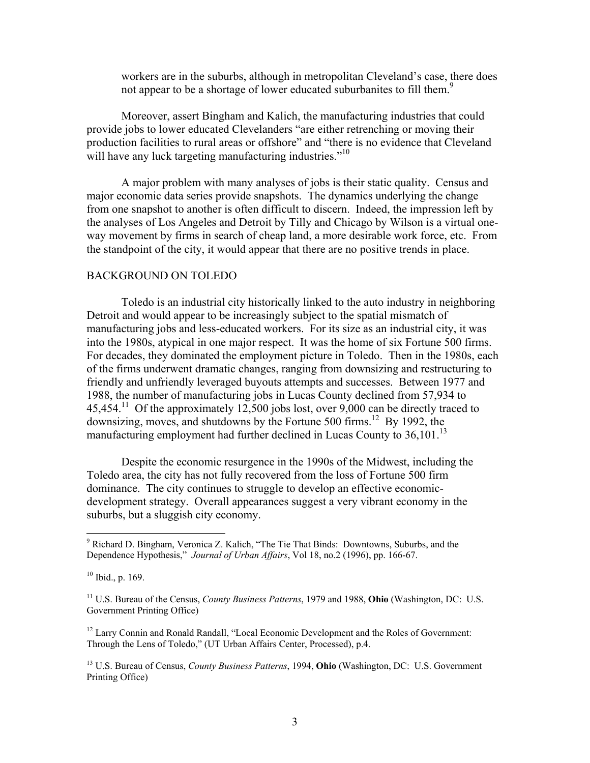workers are in the suburbs, although in metropolitan Cleveland's case, there does not appear to be a shortage of lower educated suburbanites to fill them.[9]

Moreover, assert Bingham and Kalich, the manufacturing industries that could provide jobs to lower educated Clevelanders "are either retrenching or moving their production facilities to rural areas or offshore" and "there is no evidence that Cleveland will have any luck targeting manufacturing industries."[10]

A major problem with many analyses of jobs is their static quality. Census and major economic data series provide snapshots. The dynamics underlying the change from one snapshot to another is often difficult to discern. Indeed, the impression left by the analyses of Los Angeles and Detroit by Tilly and Chicago by Wilson is a virtual one-way movement by firms in search of cheap land, a more desirable work force, etc. From the standpoint of the city, it would appear that there are no positive trends in place.

## BACKGROUND ON TOLEDO

Toledo is an industrial city historically linked to the auto industry in neighboring Detroit and would appear to be increasingly subject to the spatial mismatch of manufacturing jobs and less-educated workers. For its size as an industrial city, it was into the 1980s, atypical in one major respect. It was the home of six Fortune 500 firms. For decades, they dominated the employment picture in Toledo. Then in the 1980s, each of the firms underwent dramatic changes, ranging from downsizing and restructuring to friendly and unfriendly leveraged buyouts attempts and successes. Between 1977 and 1988, the number of manufacturing jobs in Lucas County declined from 57,934 to 45,454.[11] Of the approximately 12,500 jobs lost, over 9,000 can be directly traced to downsizing, moves, and shutdowns by the Fortune 500 firms.[12] By 1992, the manufacturing employment had further declined in Lucas County to 36,101.[13]

Despite the economic resurgence in the 1990s of the Midwest, including the Toledo area, the city has not fully recovered from the loss of Fortune 500 firm dominance. The city continues to struggle to develop an effective economic-development strategy. Overall appearances suggest a very vibrant economy in the suburbs, but a sluggish city economy.

---

[9] Richard D. Bingham, Veronica Z. Kalich, "The Tie That Binds: Downtowns, Suburbs, and the Dependence Hypothesis," *Journal of Urban Affairs*, Vol 18, no.2 (1996), pp. 166-67.

[10] Ibid., p. 169.

[11] U.S. Bureau of the Census, *County Business Patterns*, 1979 and 1988, **Ohio** (Washington, DC: U.S. Government Printing Office)

[12] Larry Connin and Ronald Randall, "Local Economic Development and the Roles of Government: Through the Lens of Toledo," (UT Urban Affairs Center, Processed), p.4.

[13] U.S. Bureau of Census, *County Business Patterns*, 1994, **Ohio** (Washington, DC: U.S. Government Printing Office)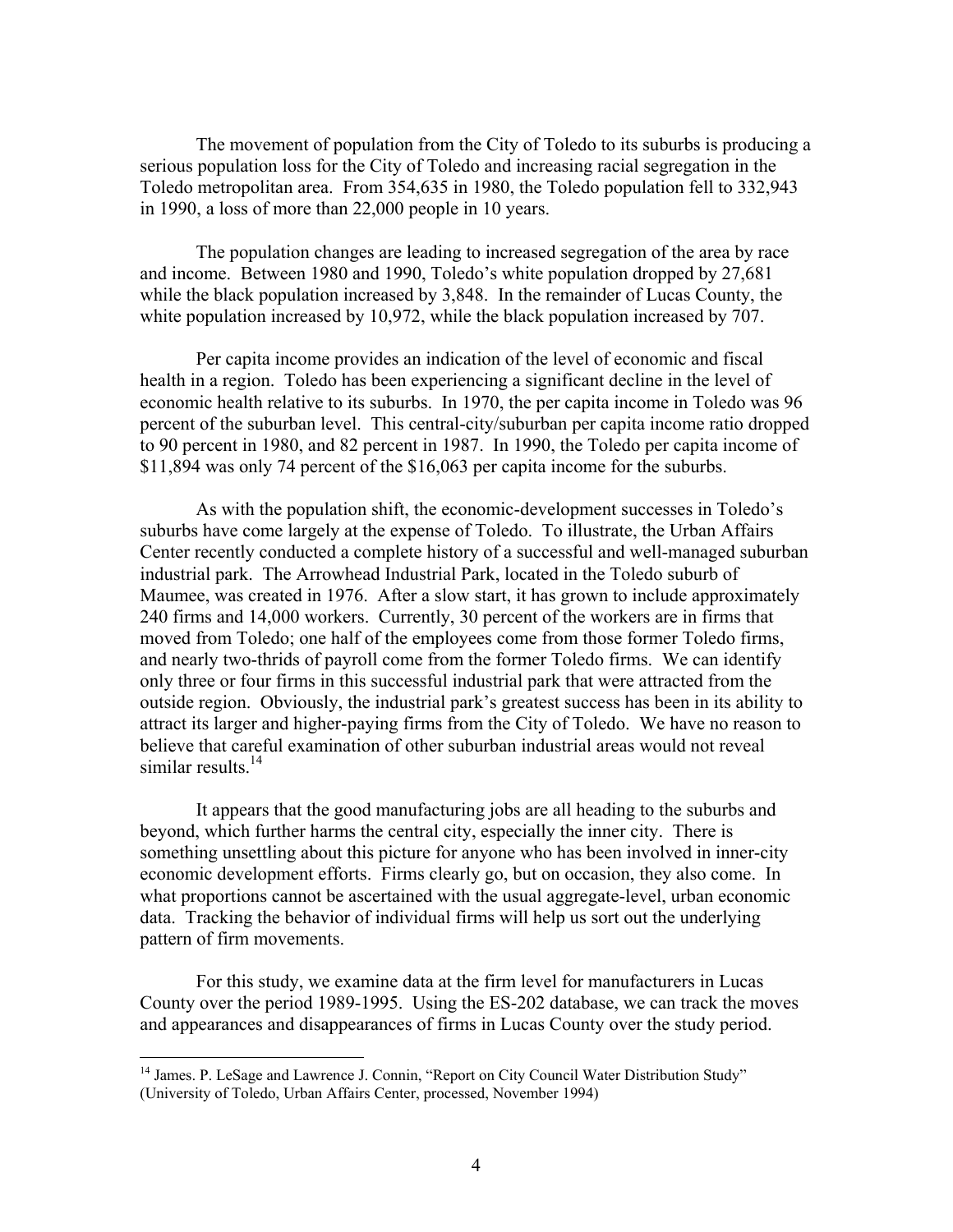The movement of population from the City of Toledo to its suburbs is producing a serious population loss for the City of Toledo and increasing racial segregation in the Toledo metropolitan area. From 354,635 in 1980, the Toledo population fell to 332,943 in 1990, a loss of more than 22,000 people in 10 years.

The population changes are leading to increased segregation of the area by race and income. Between 1980 and 1990, Toledo's white population dropped by 27,681 while the black population increased by 3,848. In the remainder of Lucas County, the white population increased by 10,972, while the black population increased by 707.

Per capita income provides an indication of the level of economic and fiscal health in a region. Toledo has been experiencing a significant decline in the level of economic health relative to its suburbs. In 1970, the per capita income in Toledo was 96 percent of the suburban level. This central-city/suburban per capita income ratio dropped to 90 percent in 1980, and 82 percent in 1987. In 1990, the Toledo per capita income of $11,894 was only 74 percent of the $16,063 per capita income for the suburbs.

As with the population shift, the economic-development successes in Toledo's suburbs have come largely at the expense of Toledo. To illustrate, the Urban Affairs Center recently conducted a complete history of a successful and well-managed suburban industrial park. The Arrowhead Industrial Park, located in the Toledo suburb of Maumee, was created in 1976. After a slow start, it has grown to include approximately 240 firms and 14,000 workers. Currently, 30 percent of the workers are in firms that moved from Toledo; one half of the employees come from those former Toledo firms, and nearly two-thrids of payroll come from the former Toledo firms. We can identify only three or four firms in this successful industrial park that were attracted from the outside region. Obviously, the industrial park's greatest success has been in its ability to attract its larger and higher-paying firms from the City of Toledo. We have no reason to believe that careful examination of other suburban industrial areas would not reveal similar results.[14]

It appears that the good manufacturing jobs are all heading to the suburbs and beyond, which further harms the central city, especially the inner city. There is something unsettling about this picture for anyone who has been involved in inner-city economic development efforts. Firms clearly go, but on occasion, they also come. In what proportions cannot be ascertained with the usual aggregate-level, urban economic data. Tracking the behavior of individual firms will help us sort out the underlying pattern of firm movements.

For this study, we examine data at the firm level for manufacturers in Lucas County over the period 1989-1995. Using the ES-202 database, we can track the moves and appearances and disappearances of firms in Lucas County over the study period.

---

[14] James. P. LeSage and Lawrence J. Connin, "Report on City Council Water Distribution Study" (University of Toledo, Urban Affairs Center, processed, November 1994)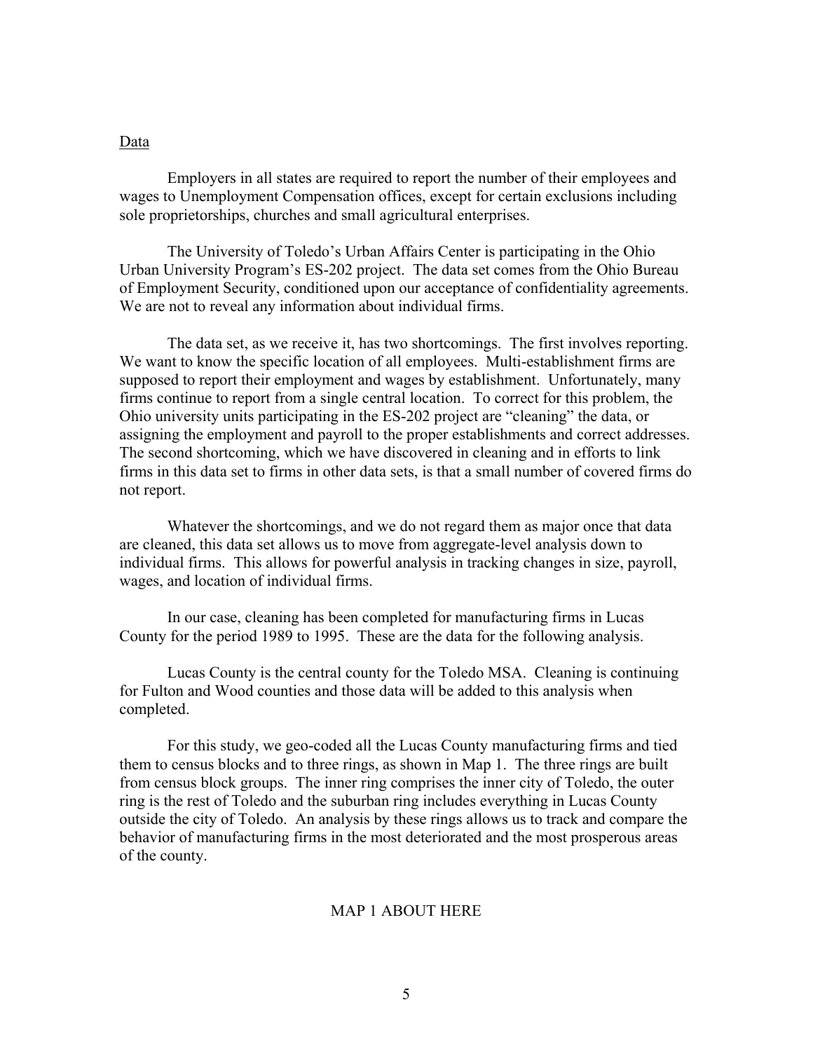## Data

Employers in all states are required to report the number of their employees and wages to Unemployment Compensation offices, except for certain exclusions including sole proprietorships, churches and small agricultural enterprises.

The University of Toledo's Urban Affairs Center is participating in the Ohio Urban University Program's ES-202 project. The data set comes from the Ohio Bureau of Employment Security, conditioned upon our acceptance of confidentiality agreements. We are not to reveal any information about individual firms.

The data set, as we receive it, has two shortcomings. The first involves reporting. We want to know the specific location of all employees. Multi-establishment firms are supposed to report their employment and wages by establishment. Unfortunately, many firms continue to report from a single central location. To correct for this problem, the Ohio university units participating in the ES-202 project are "cleaning" the data, or assigning the employment and payroll to the proper establishments and correct addresses. The second shortcoming, which we have discovered in cleaning and in efforts to link firms in this data set to firms in other data sets, is that a small number of covered firms do not report.

Whatever the shortcomings, and we do not regard them as major once that data are cleaned, this data set allows us to move from aggregate-level analysis down to individual firms. This allows for powerful analysis in tracking changes in size, payroll, wages, and location of individual firms.

In our case, cleaning has been completed for manufacturing firms in Lucas County for the period 1989 to 1995. These are the data for the following analysis.

Lucas County is the central county for the Toledo MSA. Cleaning is continuing for Fulton and Wood counties and those data will be added to this analysis when completed.

For this study, we geo-coded all the Lucas County manufacturing firms and tied them to census blocks and to three rings, as shown in Map 1. The three rings are built from census block groups. The inner ring comprises the inner city of Toledo, the outer ring is the rest of Toledo and the suburban ring includes everything in Lucas County outside the city of Toledo. An analysis by these rings allows us to track and compare the behavior of manufacturing firms in the most deteriorated and the most prosperous areas of the county.

MAP 1 ABOUT HERE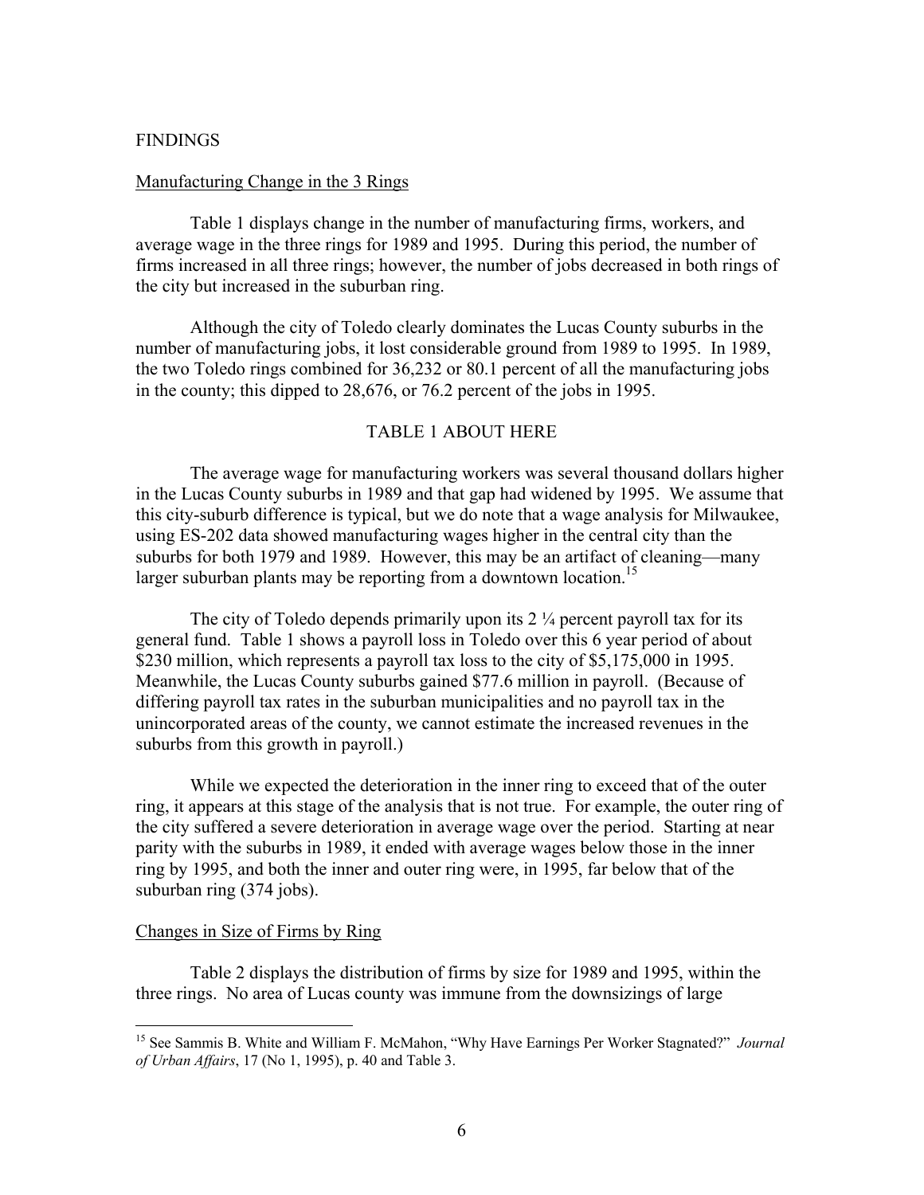FINDINGS

Manufacturing Change in the 3 Rings

Table 1 displays change in the number of manufacturing firms, workers, and average wage in the three rings for 1989 and 1995. During this period, the number of firms increased in all three rings; however, the number of jobs decreased in both rings of the city but increased in the suburban ring.

Although the city of Toledo clearly dominates the Lucas County suburbs in the number of manufacturing jobs, it lost considerable ground from 1989 to 1995. In 1989, the two Toledo rings combined for 36,232 or 80.1 percent of all the manufacturing jobs in the county; this dipped to 28,676, or 76.2 percent of the jobs in 1995.

TABLE 1 ABOUT HERE

The average wage for manufacturing workers was several thousand dollars higher in the Lucas County suburbs in 1989 and that gap had widened by 1995. We assume that this city-suburb difference is typical, but we do note that a wage analysis for Milwaukee, using ES-202 data showed manufacturing wages higher in the central city than the suburbs for both 1979 and 1989. However, this may be an artifact of cleaning—many larger suburban plants may be reporting from a downtown location.[15]

The city of Toledo depends primarily upon its 2 ¼ percent payroll tax for its general fund. Table 1 shows a payroll loss in Toledo over this 6 year period of about $230 million, which represents a payroll tax loss to the city of $5,175,000 in 1995. Meanwhile, the Lucas County suburbs gained $77.6 million in payroll. (Because of differing payroll tax rates in the suburban municipalities and no payroll tax in the unincorporated areas of the county, we cannot estimate the increased revenues in the suburbs from this growth in payroll.)

While we expected the deterioration in the inner ring to exceed that of the outer ring, it appears at this stage of the analysis that is not true. For example, the outer ring of the city suffered a severe deterioration in average wage over the period. Starting at near parity with the suburbs in 1989, it ended with average wages below those in the inner ring by 1995, and both the inner and outer ring were, in 1995, far below that of the suburban ring (374 jobs).

Changes in Size of Firms by Ring

Table 2 displays the distribution of firms by size for 1989 and 1995, within the three rings. No area of Lucas county was immune from the downsizings of large

[15] See Sammis B. White and William F. McMahon, "Why Have Earnings Per Worker Stagnated?" *Journal of Urban Affairs*, 17 (No 1, 1995), p. 40 and Table 3.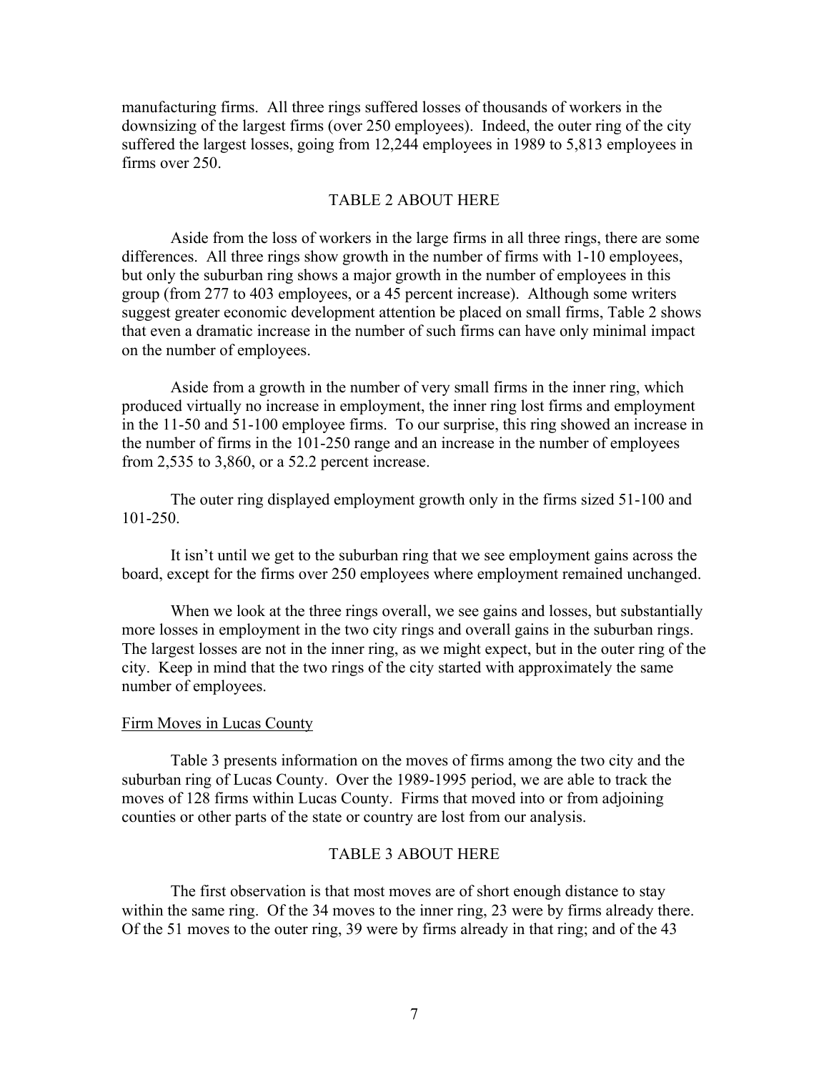manufacturing firms. All three rings suffered losses of thousands of workers in the downsizing of the largest firms (over 250 employees). Indeed, the outer ring of the city suffered the largest losses, going from 12,244 employees in 1989 to 5,813 employees in firms over 250.

TABLE 2 ABOUT HERE

Aside from the loss of workers in the large firms in all three rings, there are some differences. All three rings show growth in the number of firms with 1-10 employees, but only the suburban ring shows a major growth in the number of employees in this group (from 277 to 403 employees, or a 45 percent increase). Although some writers suggest greater economic development attention be placed on small firms, Table 2 shows that even a dramatic increase in the number of such firms can have only minimal impact on the number of employees.

Aside from a growth in the number of very small firms in the inner ring, which produced virtually no increase in employment, the inner ring lost firms and employment in the 11-50 and 51-100 employee firms. To our surprise, this ring showed an increase in the number of firms in the 101-250 range and an increase in the number of employees from 2,535 to 3,860, or a 52.2 percent increase.

The outer ring displayed employment growth only in the firms sized 51-100 and 101-250.

It isn't until we get to the suburban ring that we see employment gains across the board, except for the firms over 250 employees where employment remained unchanged.

When we look at the three rings overall, we see gains and losses, but substantially more losses in employment in the two city rings and overall gains in the suburban rings. The largest losses are not in the inner ring, as we might expect, but in the outer ring of the city. Keep in mind that the two rings of the city started with approximately the same number of employees.

Firm Moves in Lucas County

Table 3 presents information on the moves of firms among the two city and the suburban ring of Lucas County. Over the 1989-1995 period, we are able to track the moves of 128 firms within Lucas County. Firms that moved into or from adjoining counties or other parts of the state or country are lost from our analysis.

TABLE 3 ABOUT HERE

The first observation is that most moves are of short enough distance to stay within the same ring. Of the 34 moves to the inner ring, 23 were by firms already there. Of the 51 moves to the outer ring, 39 were by firms already in that ring; and of the 43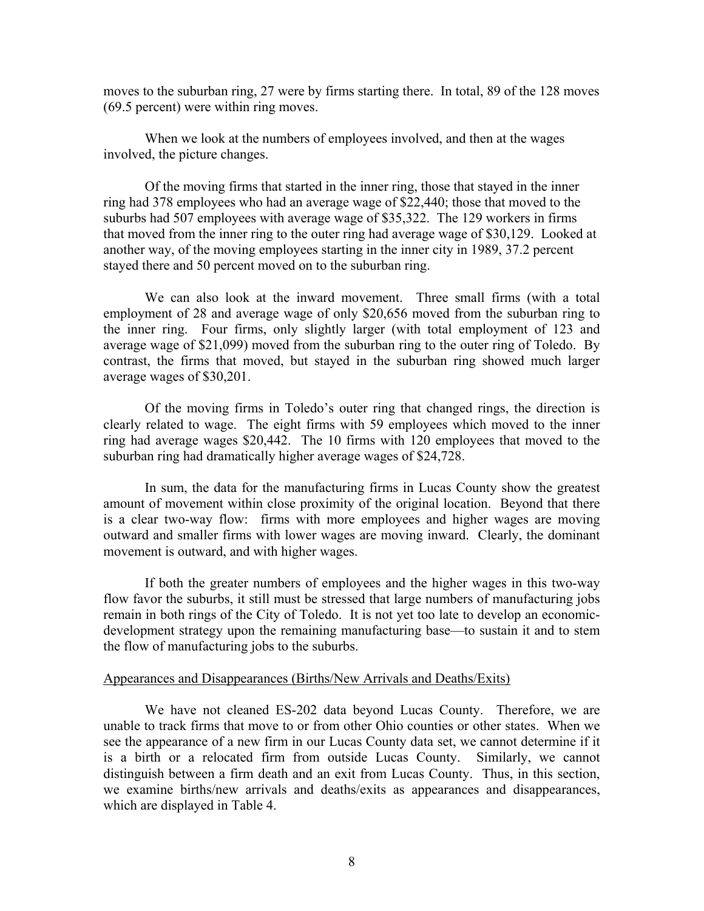moves to the suburban ring, 27 were by firms starting there. In total, 89 of the 128 moves (69.5 percent) were within ring moves.

When we look at the numbers of employees involved, and then at the wages involved, the picture changes.

Of the moving firms that started in the inner ring, those that stayed in the inner ring had 378 employees who had an average wage of $22,440; those that moved to the suburbs had 507 employees with average wage of $35,322. The 129 workers in firms that moved from the inner ring to the outer ring had average wage of $30,129. Looked at another way, of the moving employees starting in the inner city in 1989, 37.2 percent stayed there and 50 percent moved on to the suburban ring.

We can also look at the inward movement. Three small firms (with a total employment of 28 and average wage of only $20,656 moved from the suburban ring to the inner ring. Four firms, only slightly larger (with total employment of 123 and average wage of $21,099) moved from the suburban ring to the outer ring of Toledo. By contrast, the firms that moved, but stayed in the suburban ring showed much larger average wages of $30,201.

Of the moving firms in Toledo's outer ring that changed rings, the direction is clearly related to wage. The eight firms with 59 employees which moved to the inner ring had average wages $20,442. The 10 firms with 120 employees that moved to the suburban ring had dramatically higher average wages of $24,728.

In sum, the data for the manufacturing firms in Lucas County show the greatest amount of movement within close proximity of the original location. Beyond that there is a clear two-way flow: firms with more employees and higher wages are moving outward and smaller firms with lower wages are moving inward. Clearly, the dominant movement is outward, and with higher wages.

If both the greater numbers of employees and the higher wages in this two-way flow favor the suburbs, it still must be stressed that large numbers of manufacturing jobs remain in both rings of the City of Toledo. It is not yet too late to develop an economic-development strategy upon the remaining manufacturing base—to sustain it and to stem the flow of manufacturing jobs to the suburbs.

## Appearances and Disappearances (Births/New Arrivals and Deaths/Exits)

We have not cleaned ES-202 data beyond Lucas County. Therefore, we are unable to track firms that move to or from other Ohio counties or other states. When we see the appearance of a new firm in our Lucas County data set, we cannot determine if it is a birth or a relocated firm from outside Lucas County. Similarly, we cannot distinguish between a firm death and an exit from Lucas County. Thus, in this section, we examine births/new arrivals and deaths/exits as appearances and disappearances, which are displayed in Table 4.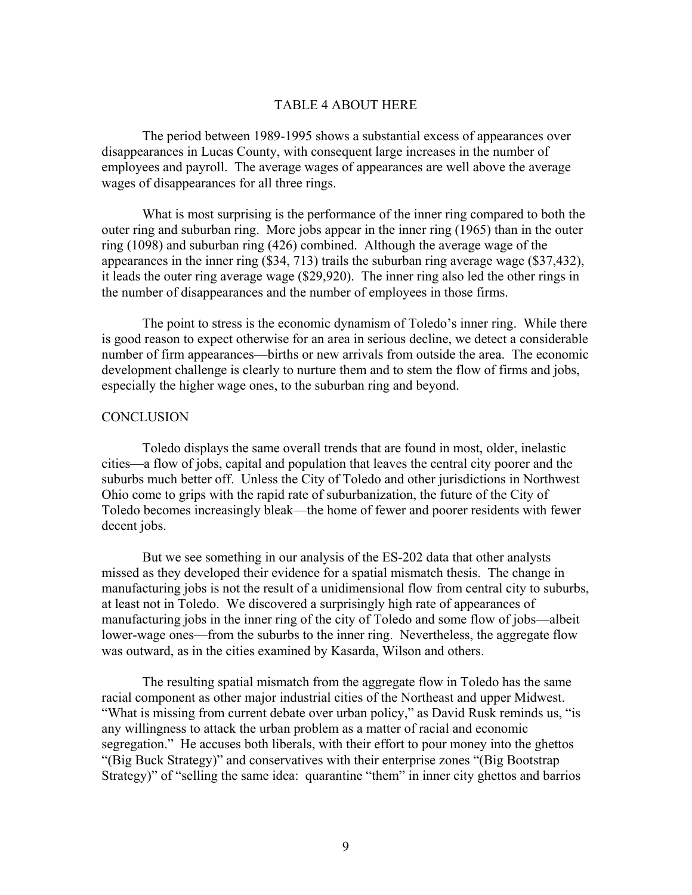TABLE 4 ABOUT HERE

The period between 1989-1995 shows a substantial excess of appearances over disappearances in Lucas County, with consequent large increases in the number of employees and payroll. The average wages of appearances are well above the average wages of disappearances for all three rings.

What is most surprising is the performance of the inner ring compared to both the outer ring and suburban ring. More jobs appear in the inner ring (1965) than in the outer ring (1098) and suburban ring (426) combined. Although the average wage of the appearances in the inner ring ($34, 713) trails the suburban ring average wage ($37,432), it leads the outer ring average wage ($29,920). The inner ring also led the other rings in the number of disappearances and the number of employees in those firms.

The point to stress is the economic dynamism of Toledo's inner ring. While there is good reason to expect otherwise for an area in serious decline, we detect a considerable number of firm appearances—births or new arrivals from outside the area. The economic development challenge is clearly to nurture them and to stem the flow of firms and jobs, especially the higher wage ones, to the suburban ring and beyond.

## CONCLUSION

Toledo displays the same overall trends that are found in most, older, inelastic cities—a flow of jobs, capital and population that leaves the central city poorer and the suburbs much better off. Unless the City of Toledo and other jurisdictions in Northwest Ohio come to grips with the rapid rate of suburbanization, the future of the City of Toledo becomes increasingly bleak—the home of fewer and poorer residents with fewer decent jobs.

But we see something in our analysis of the ES-202 data that other analysts missed as they developed their evidence for a spatial mismatch thesis. The change in manufacturing jobs is not the result of a unidimensional flow from central city to suburbs, at least not in Toledo. We discovered a surprisingly high rate of appearances of manufacturing jobs in the inner ring of the city of Toledo and some flow of jobs—albeit lower-wage ones—from the suburbs to the inner ring. Nevertheless, the aggregate flow was outward, as in the cities examined by Kasarda, Wilson and others.

The resulting spatial mismatch from the aggregate flow in Toledo has the same racial component as other major industrial cities of the Northeast and upper Midwest. "What is missing from current debate over urban policy," as David Rusk reminds us, "is any willingness to attack the urban problem as a matter of racial and economic segregation." He accuses both liberals, with their effort to pour money into the ghettos "(Big Buck Strategy)" and conservatives with their enterprise zones "(Big Bootstrap Strategy)" of "selling the same idea: quarantine "them" in inner city ghettos and barrios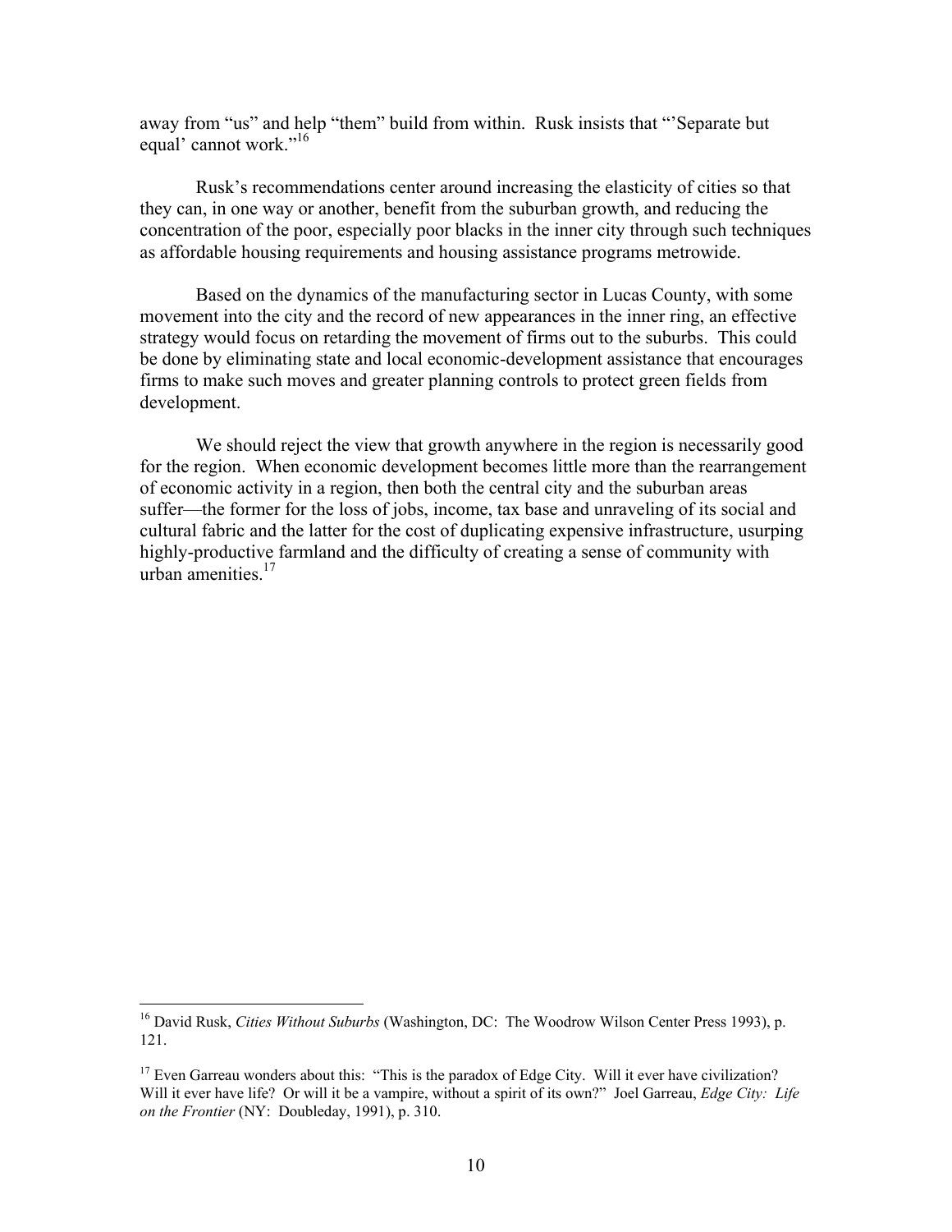away from "us" and help "them" build from within. Rusk insists that "'Separate but equal' cannot work."[16]

Rusk's recommendations center around increasing the elasticity of cities so that they can, in one way or another, benefit from the suburban growth, and reducing the concentration of the poor, especially poor blacks in the inner city through such techniques as affordable housing requirements and housing assistance programs metrowide.

Based on the dynamics of the manufacturing sector in Lucas County, with some movement into the city and the record of new appearances in the inner ring, an effective strategy would focus on retarding the movement of firms out to the suburbs. This could be done by eliminating state and local economic-development assistance that encourages firms to make such moves and greater planning controls to protect green fields from development.

We should reject the view that growth anywhere in the region is necessarily good for the region. When economic development becomes little more than the rearrangement of economic activity in a region, then both the central city and the suburban areas suffer—the former for the loss of jobs, income, tax base and unraveling of its social and cultural fabric and the latter for the cost of duplicating expensive infrastructure, usurping highly-productive farmland and the difficulty of creating a sense of community with urban amenities.[17]

---

[16] David Rusk, *Cities Without Suburbs* (Washington, DC: The Woodrow Wilson Center Press 1993), p. 121.

[17] Even Garreau wonders about this: "This is the paradox of Edge City. Will it ever have civilization? Will it ever have life? Or will it be a vampire, without a spirit of its own?" Joel Garreau, *Edge City: Life on the Frontier* (NY: Doubleday, 1991), p. 310.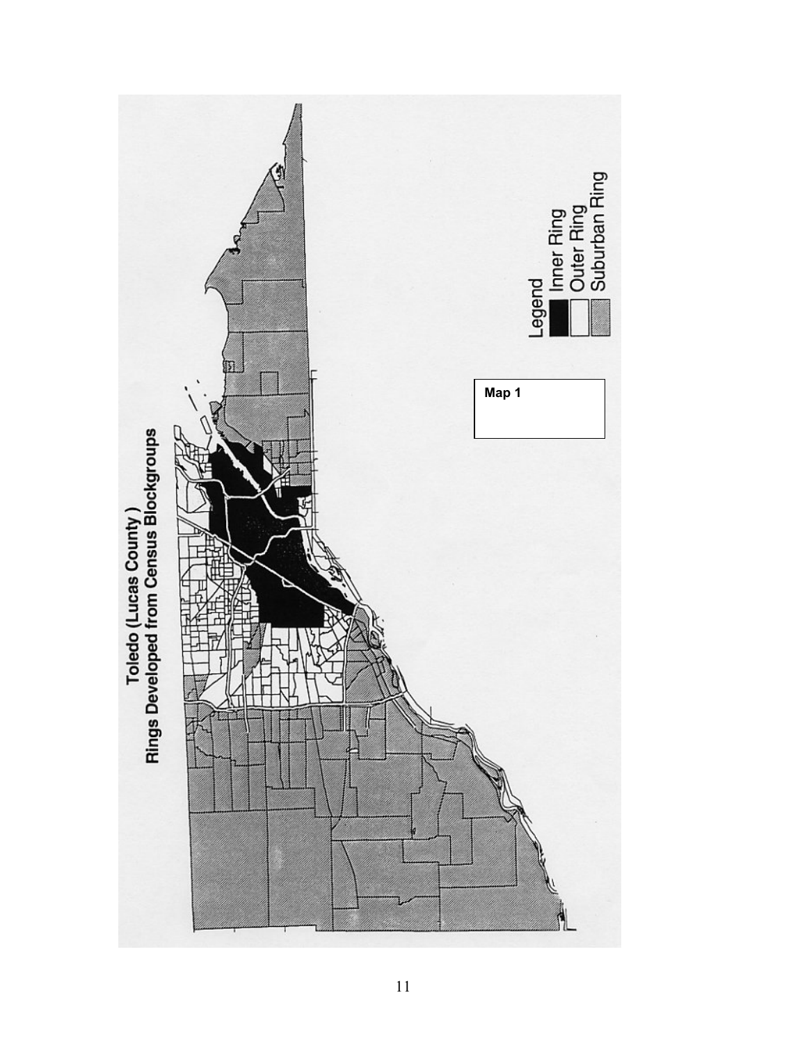**Toledo (Lucas County)**
**Rings Developed from Census Blockgroups**

**Map 1**

Legend
- Inner Ring
- Outer Ring
- Suburban Ring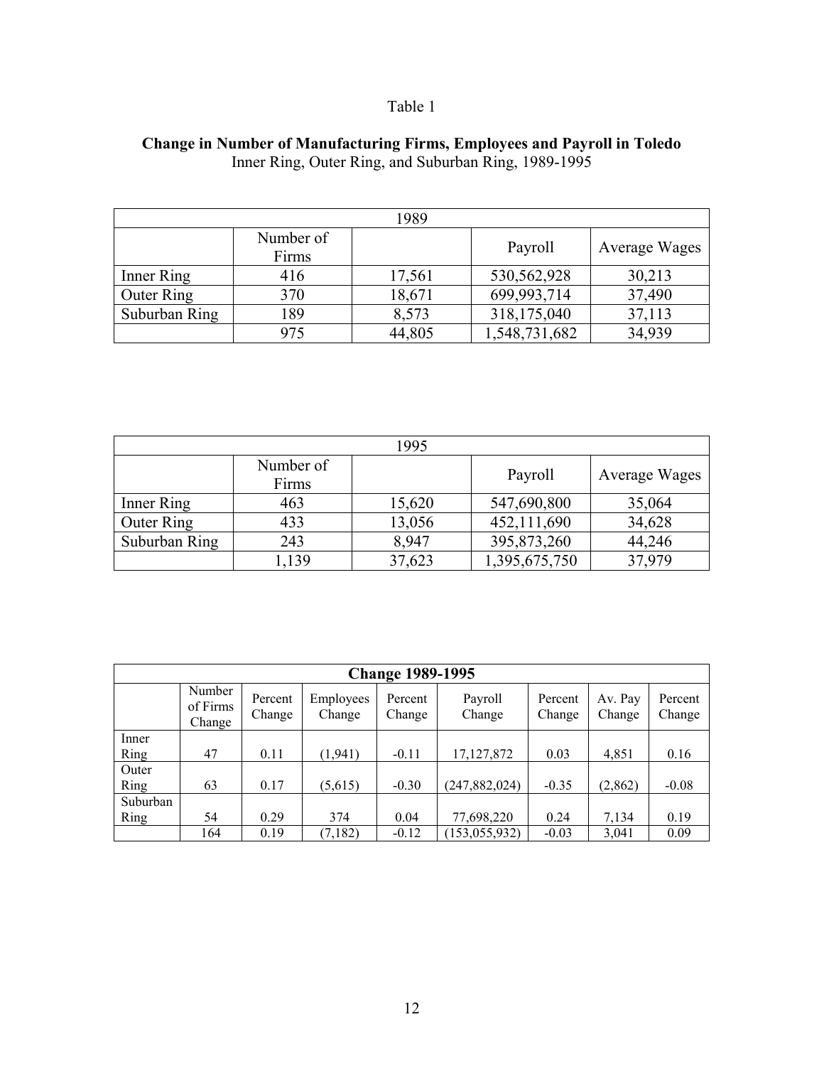Table 1

**Change in Number of Manufacturing Firms, Employees and Payroll in Toledo**
Inner Ring, Outer Ring, and Suburban Ring, 1989-1995

| 1989 | | | | |
|---|---|---|---|---|
| | Number of Firms | | Payroll | Average Wages |
| Inner Ring | 416 | 17,561 | 530,562,928 | 30,213 |
| Outer Ring | 370 | 18,671 | 699,993,714 | 37,490 |
| Suburban Ring | 189 | 8,573 | 318,175,040 | 37,113 |
| | 975 | 44,805 | 1,548,731,682 | 34,939 |

| 1995 | | | | |
|---|---|---|---|---|
| | Number of Firms | | Payroll | Average Wages |
| Inner Ring | 463 | 15,620 | 547,690,800 | 35,064 |
| Outer Ring | 433 | 13,056 | 452,111,690 | 34,628 |
| Suburban Ring | 243 | 8,947 | 395,873,260 | 44,246 |
| | 1,139 | 37,623 | 1,395,675,750 | 37,979 |

| **Change 1989-1995** | | | | | | | | |
|---|---|---|---|---|---|---|---|---|
| | Number of Firms Change | Percent Change | Employees Change | Percent Change | Payroll Change | Percent Change | Av. Pay Change | Percent Change |
| Inner Ring | 47 | 0.11 | (1,941) | -0.11 | 17,127,872 | 0.03 | 4,851 | 0.16 |
| Outer Ring | 63 | 0.17 | (5,615) | -0.30 | (247,882,024) | -0.35 | (2,862) | -0.08 |
| Suburban Ring | 54 | 0.29 | 374 | 0.04 | 77,698,220 | 0.24 | 7,134 | 0.19 |
| | 164 | 0.19 | (7,182) | -0.12 | (153,055,932) | -0.03 | 3,041 | 0.09 |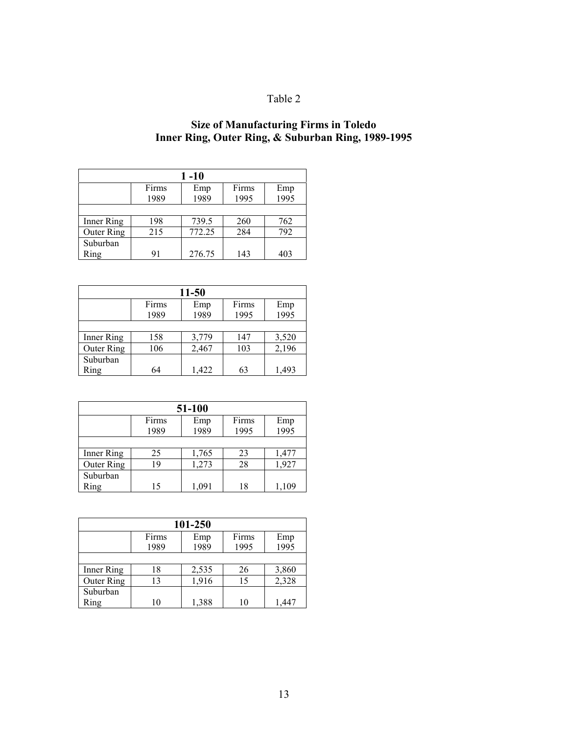Table 2

**Size of Manufacturing Firms in Toledo**
**Inner Ring, Outer Ring, & Suburban Ring, 1989-1995**

| **1 -10** | | | | |
|---|---|---|---|---|
| | Firms 1989 | Emp 1989 | Firms 1995 | Emp 1995 |
| Inner Ring | 198 | 739.5 | 260 | 762 |
| Outer Ring | 215 | 772.25 | 284 | 792 |
| Suburban Ring | 91 | 276.75 | 143 | 403 |

| **11-50** | | | | |
|---|---|---|---|---|
| | Firms 1989 | Emp 1989 | Firms 1995 | Emp 1995 |
| Inner Ring | 158 | 3,779 | 147 | 3,520 |
| Outer Ring | 106 | 2,467 | 103 | 2,196 |
| Suburban Ring | 64 | 1,422 | 63 | 1,493 |

| **51-100** | | | | |
|---|---|---|---|---|
| | Firms 1989 | Emp 1989 | Firms 1995 | Emp 1995 |
| Inner Ring | 25 | 1,765 | 23 | 1,477 |
| Outer Ring | 19 | 1,273 | 28 | 1,927 |
| Suburban Ring | 15 | 1,091 | 18 | 1,109 |

| **101-250** | | | | |
|---|---|---|---|---|
| | Firms 1989 | Emp 1989 | Firms 1995 | Emp 1995 |
| Inner Ring | 18 | 2,535 | 26 | 3,860 |
| Outer Ring | 13 | 1,916 | 15 | 2,328 |
| Suburban Ring | 10 | 1,388 | 10 | 1,447 |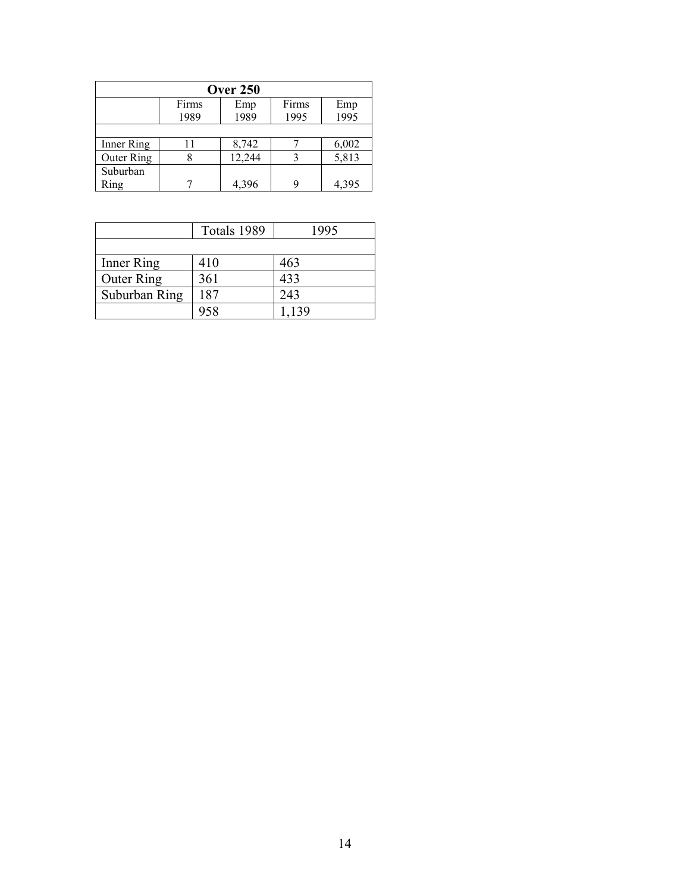| Over 250 | | | | |
|---|---|---|---|---|
| | Firms 1989 | Emp 1989 | Firms 1995 | Emp 1995 |
| | | | | |
| Inner Ring | 11 | 8,742 | 7 | 6,002 |
| Outer Ring | 8 | 12,244 | 3 | 5,813 |
| Suburban Ring | 7 | 4,396 | 9 | 4,395 |

| | Totals 1989 | 1995 |
|---|---|---|
| | | |
| Inner Ring | 410 | 463 |
| Outer Ring | 361 | 433 |
| Suburban Ring | 187 | 243 |
| | 958 | 1,139 |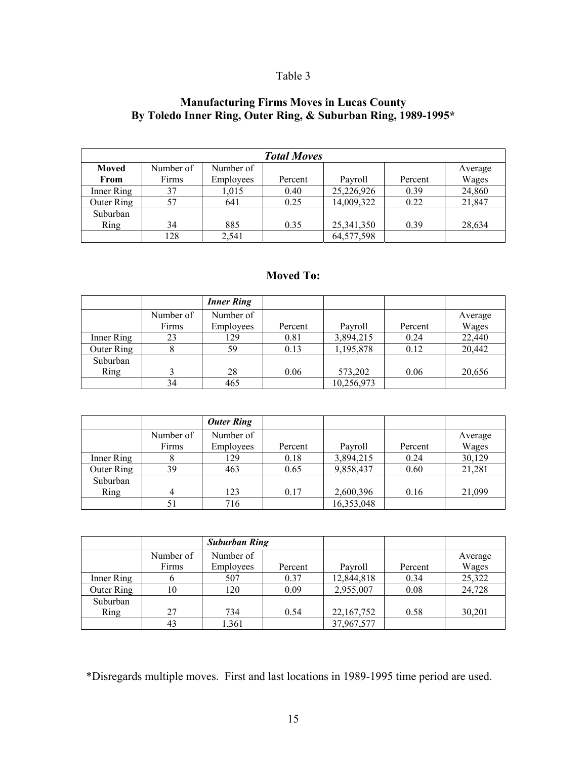Table 3

## Manufacturing Firms Moves in Lucas County
## By Toledo Inner Ring, Outer Ring, & Suburban Ring, 1989-1995*

| ***Total Moves*** | | | | | | |
|---|---|---|---|---|---|---|
| **Moved From** | Number of Firms | Number of Employees | Percent | Payroll | Percent | Average Wages |
| Inner Ring | 37 | 1,015 | 0.40 | 25,226,926 | 0.39 | 24,860 |
| Outer Ring | 57 | 641 | 0.25 | 14,009,322 | 0.22 | 21,847 |
| Suburban Ring | 34 | 885 | 0.35 | 25,341,350 | 0.39 | 28,634 |
| | 128 | 2,541 | | 64,577,598 | | |

### Moved To:

| | | ***Inner Ring*** | | | | |
|---|---|---|---|---|---|---|
| | Number of Firms | Number of Employees | Percent | Payroll | Percent | Average Wages |
| Inner Ring | 23 | 129 | 0.81 | 3,894,215 | 0.24 | 22,440 |
| Outer Ring | 8 | 59 | 0.13 | 1,195,878 | 0.12 | 20,442 |
| Suburban Ring | 3 | 28 | 0.06 | 573,202 | 0.06 | 20,656 |
| | 34 | 465 | | 10,256,973 | | |

| | | ***Outer Ring*** | | | | |
|---|---|---|---|---|---|---|
| | Number of Firms | Number of Employees | Percent | Payroll | Percent | Average Wages |
| Inner Ring | 8 | 129 | 0.18 | 3,894,215 | 0.24 | 30,129 |
| Outer Ring | 39 | 463 | 0.65 | 9,858,437 | 0.60 | 21,281 |
| Suburban Ring | 4 | 123 | 0.17 | 2,600,396 | 0.16 | 21,099 |
| | 51 | 716 | | 16,353,048 | | |

| | | ***Suburban Ring*** | | | | |
|---|---|---|---|---|---|---|
| | Number of Firms | Number of Employees | Percent | Payroll | Percent | Average Wages |
| Inner Ring | 6 | 507 | 0.37 | 12,844,818 | 0.34 | 25,322 |
| Outer Ring | 10 | 120 | 0.09 | 2,955,007 | 0.08 | 24,728 |
| Suburban Ring | 27 | 734 | 0.54 | 22,167,752 | 0.58 | 30,201 |
| | 43 | 1,361 | | 37,967,577 | | |

*Disregards multiple moves. First and last locations in 1989-1995 time period are used.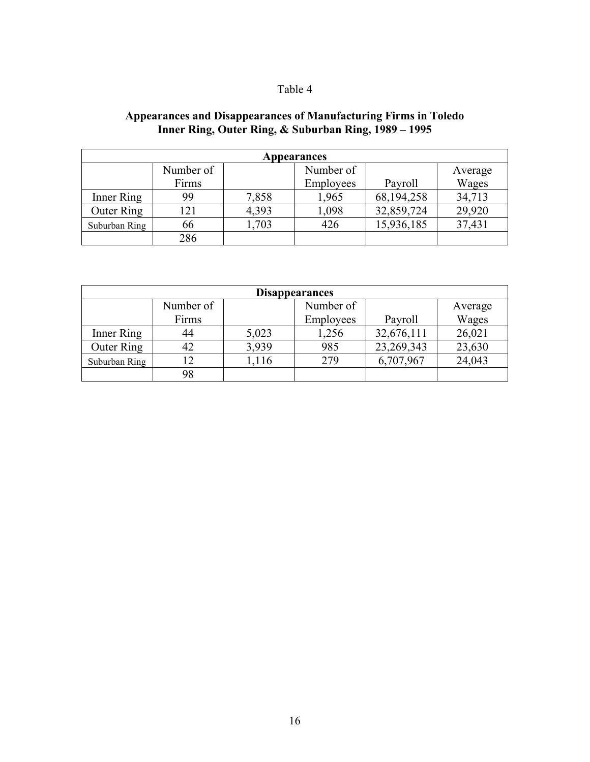Table 4

**Appearances and Disappearances of Manufacturing Firms in Toledo Inner Ring, Outer Ring, & Suburban Ring, 1989 – 1995**

| Appearances | | | | | |
|---|---|---|---|---|---|
| | Number of Firms | | Number of Employees | Payroll | Average Wages |
| Inner Ring | 99 | 7,858 | 1,965 | 68,194,258 | 34,713 |
| Outer Ring | 121 | 4,393 | 1,098 | 32,859,724 | 29,920 |
| Suburban Ring | 66 | 1,703 | 426 | 15,936,185 | 37,431 |
| | 286 | | | | |

| Disappearances | | | | | |
|---|---|---|---|---|---|
| | Number of Firms | | Number of Employees | Payroll | Average Wages |
| Inner Ring | 44 | 5,023 | 1,256 | 32,676,111 | 26,021 |
| Outer Ring | 42 | 3,939 | 985 | 23,269,343 | 23,630 |
| Suburban Ring | 12 | 1,116 | 279 | 6,707,967 | 24,043 |
| | 98 | | | | |